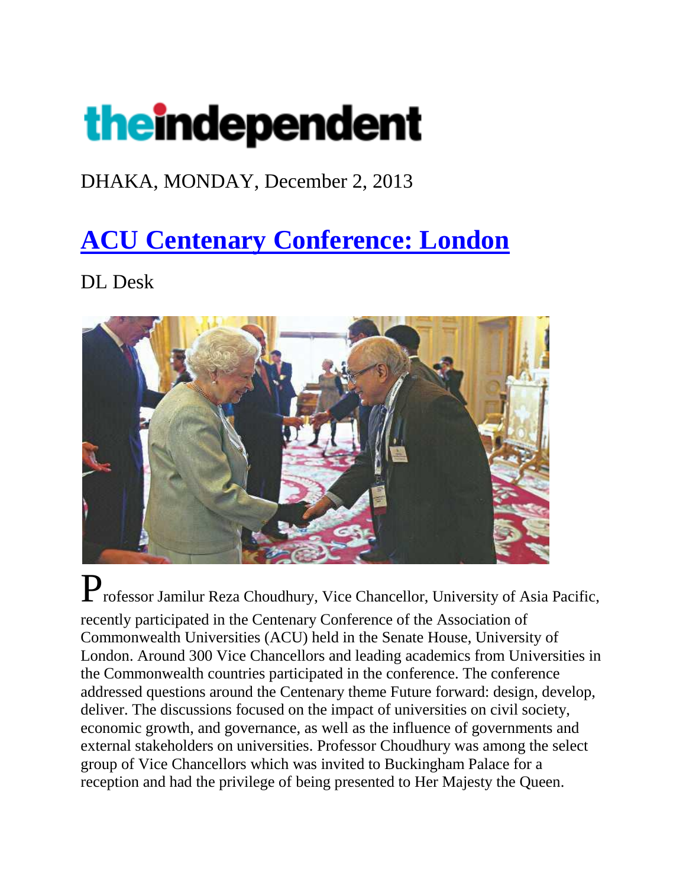# theindependent

DHAKA, MONDAY, December 2, 2013

## ACU Centenary Conference: London

DL Desk

Professor Jamilur Reza Choudhury, Vice Chancellor, University of Asia Pacific, recently participated in the Centenary Conference of the Association of Commonwealth Universities (ACU) held in the Senate House, University of London. Around 300 Vice Chancellors and leading academics from Universities in the Commonwealth countries participated in the conference. The conference addressed questions around the Centenary theme Future forward: design, develop, deliver. The discussions focused on the impact of universities on civil society, economic growth, and governance, as well as the influence of governments and external stakeholders on universities. Professor Choudhury was among the select group of Vice Chancellors which was invited to Buckingham Palace for a reception and had the privilege of being presented to Her Majesty the Queen.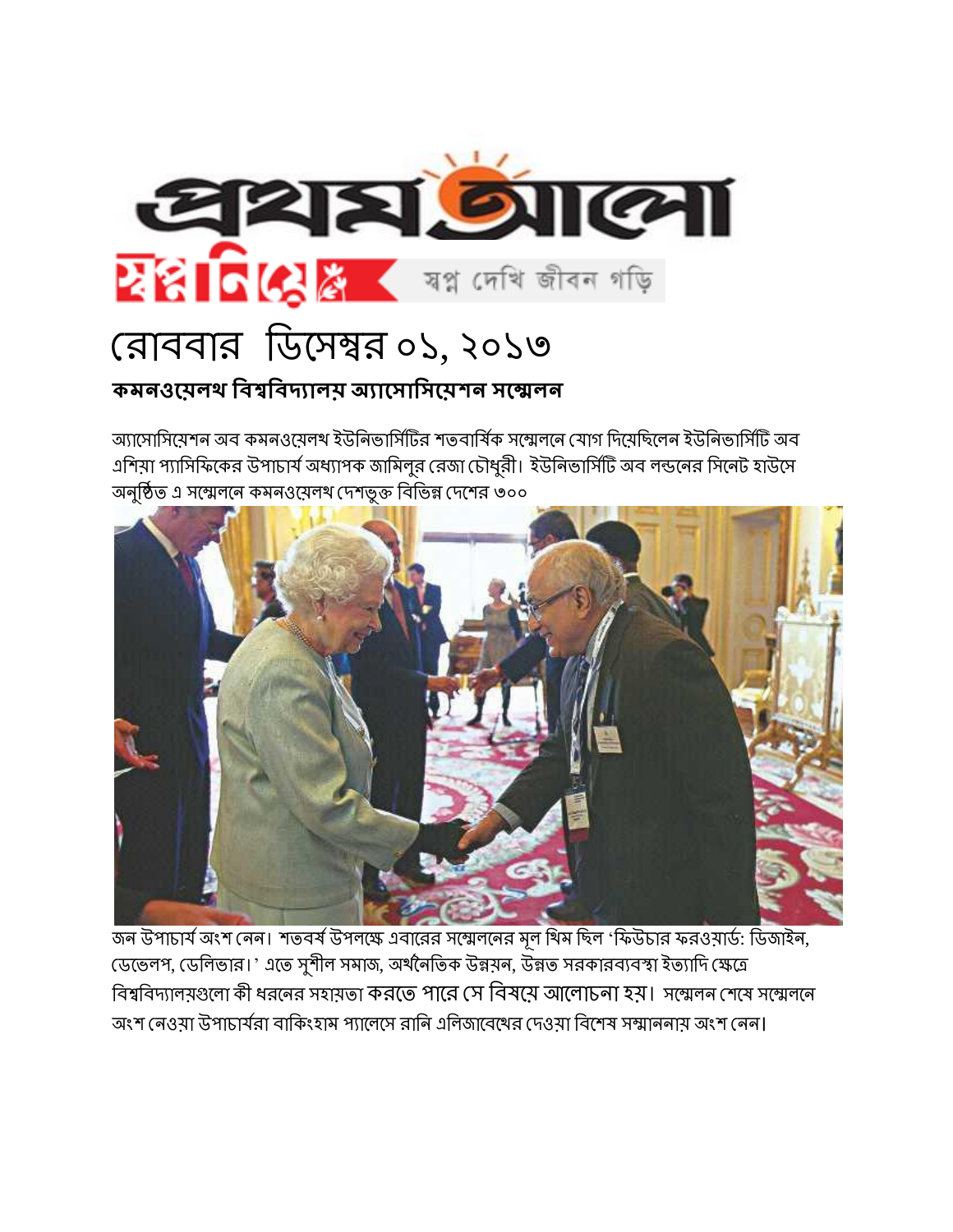প্রথম আলো

স্বপ্ন নিয়ে — স্বপ্ন দেখি জীবন গড়ি

# রোববার ডিসেম্বর ০১, ২০১৩

## কমনওয়েলথ বিশ্ববিদ্যালয় অ্যাসোসিয়েশন সম্মেলন

অ্যাসোসিয়েশন অব কমনওয়েলথ ইউনিভার্সিটির শতবার্ষিক সম্মেলনে যোগ দিয়েছিলেন ইউনিভার্সিটি অব এশিয়া প্যাসিফিকের উপাচার্য অধ্যাপক জামিলুর রেজা চৌধুরী। ইউনিভার্সিটি অব লন্ডনের সিনেট হাউসে অনুষ্ঠিত এ সম্মেলনে কমনওয়েলথ দেশভুক্ত বিভিন্ন দেশের ৩০০ জন উপাচার্য অংশ নেন। শতবর্ষ উপলক্ষে এবারের সম্মেলনের মূল থিম ছিল 'ফিউচার ফরওয়ার্ড: ডিজাইন, ডেভেলপ, ডেলিভার।' এতে সুশীল সমাজ, অর্থনৈতিক উন্নয়ন, উন্নত সরকারব্যবস্থা ইত্যাদি ক্ষেত্রে বিশ্ববিদ্যালয়গুলো কী ধরনের সহায়তা করতে পারে সে বিষয়ে আলোচনা হয়। সম্মেলন শেষে সম্মেলনে অংশ নেওয়া উপাচার্যরা বাকিংহাম প্যালেসে রানি এলিজাবেথের দেওয়া বিশেষ সম্মাননায় অংশ নেন।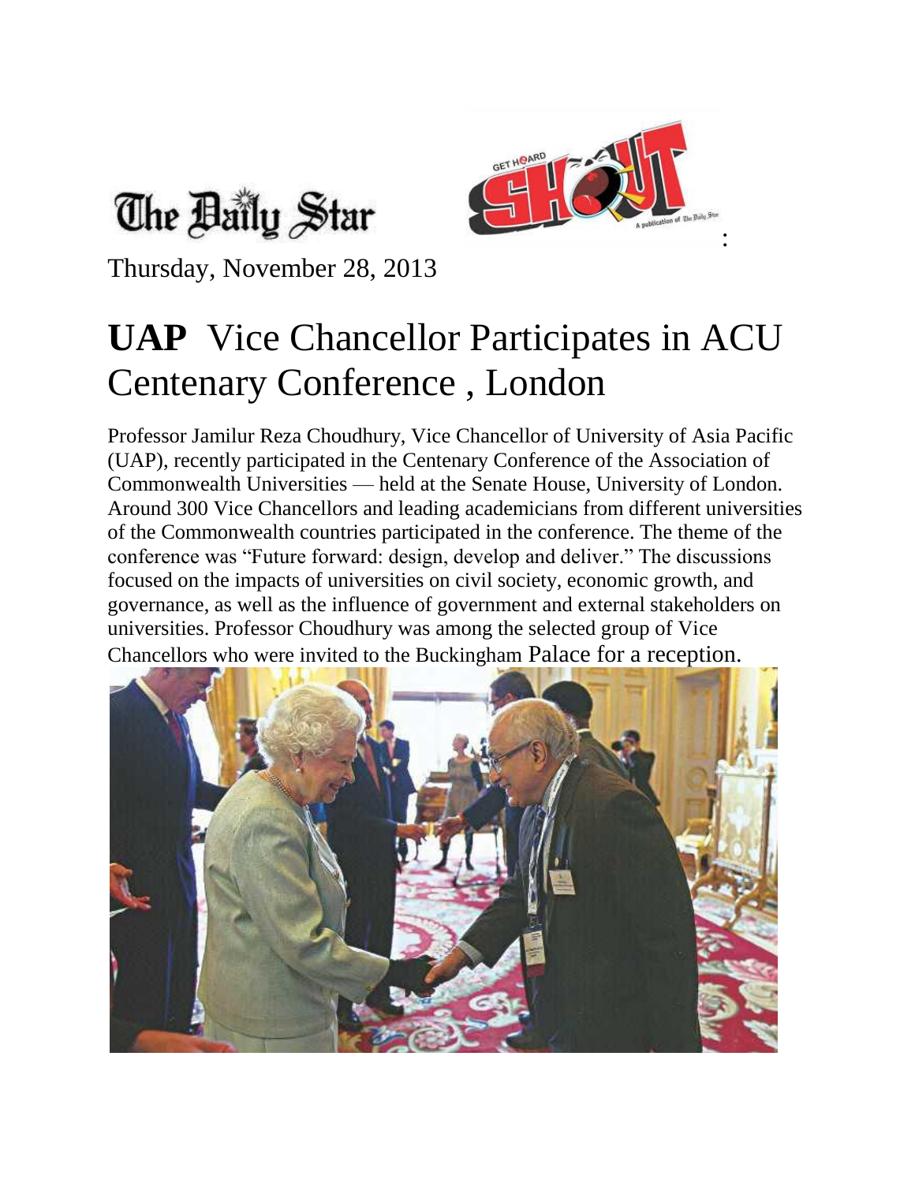The Daily Star

Thursday, November 28, 2013

# **UAP** Vice Chancellor Participates in ACU Centenary Conference , London

Professor Jamilur Reza Choudhury, Vice Chancellor of University of Asia Pacific (UAP), recently participated in the Centenary Conference of the Association of Commonwealth Universities — held at the Senate House, University of London. Around 300 Vice Chancellors and leading academicians from different universities of the Commonwealth countries participated in the conference. The theme of the conference was "Future forward: design, develop and deliver." The discussions focused on the impacts of universities on civil society, economic growth, and governance, as well as the influence of government and external stakeholders on universities. Professor Choudhury was among the selected group of Vice Chancellors who were invited to the Buckingham Palace for a reception.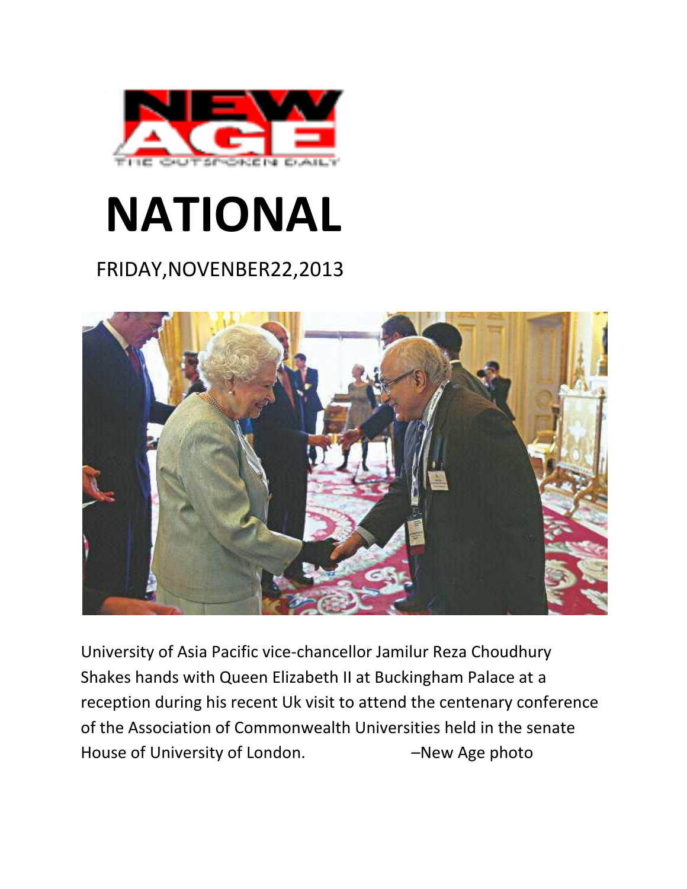NEW AGE

THE OUTSPOKEN DAILY

# NATIONAL

FRIDAY,NOVENBER22,2013

University of Asia Pacific vice-chancellor Jamilur Reza Choudhury Shakes hands with Queen Elizabeth II at Buckingham Palace at a reception during his recent Uk visit to attend the centenary conference of the Association of Commonwealth Universities held in the senate House of University of London. –New Age photo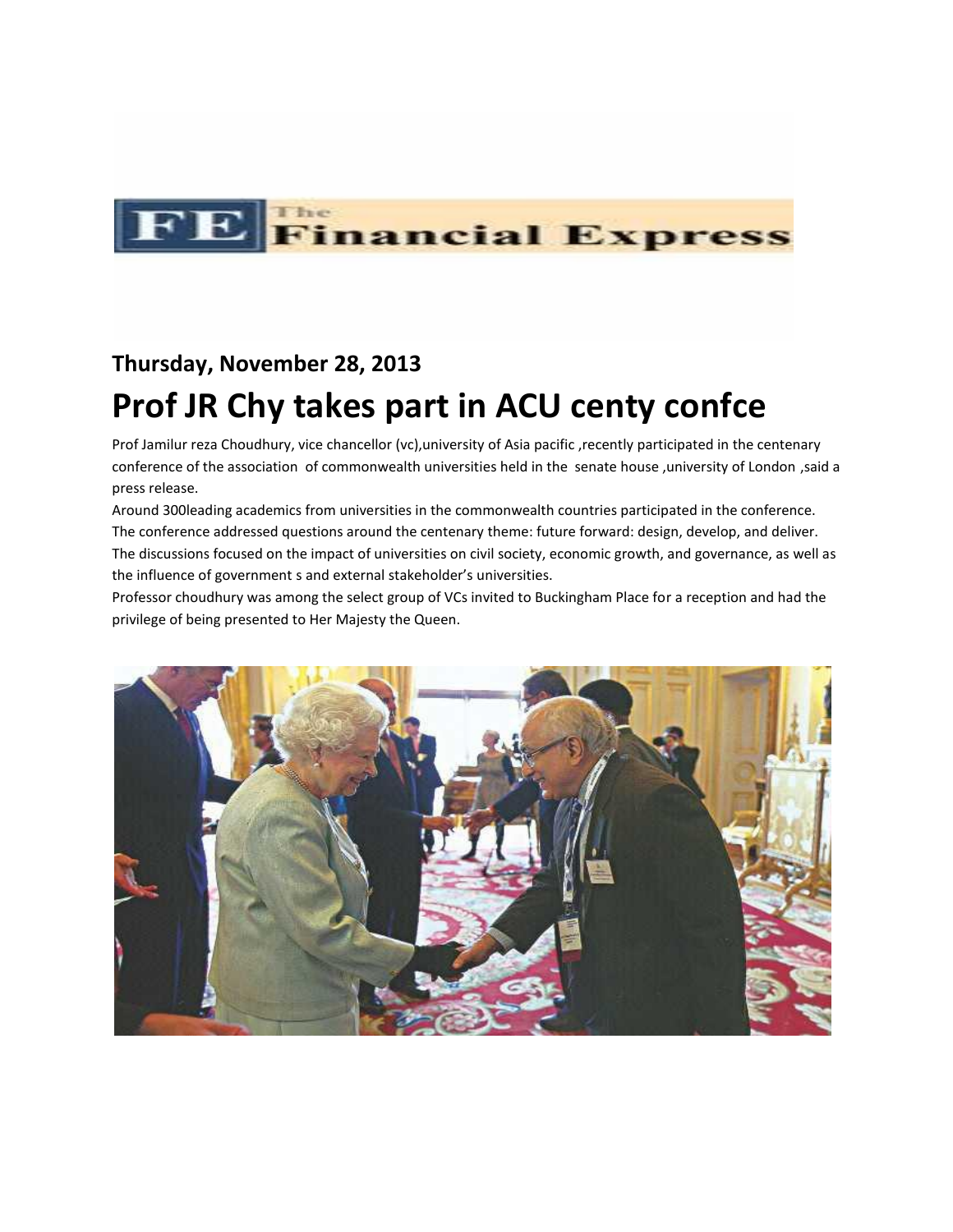The Financial Express

**Thursday, November 28, 2013**

# Prof JR Chy takes part in ACU centy confce

Prof Jamilur reza Choudhury, vice chancellor (vc),university of Asia pacific ,recently participated in the centenary conference of the association of commonwealth universities held in the senate house ,university of London ,said a press release.

Around 300leading academics from universities in the commonwealth countries participated in the conference.

The conference addressed questions around the centenary theme: future forward: design, develop, and deliver.

The discussions focused on the impact of universities on civil society, economic growth, and governance, as well as the influence of government s and external stakeholder's universities.

Professor choudhury was among the select group of VCs invited to Buckingham Place for a reception and had the privilege of being presented to Her Majesty the Queen.